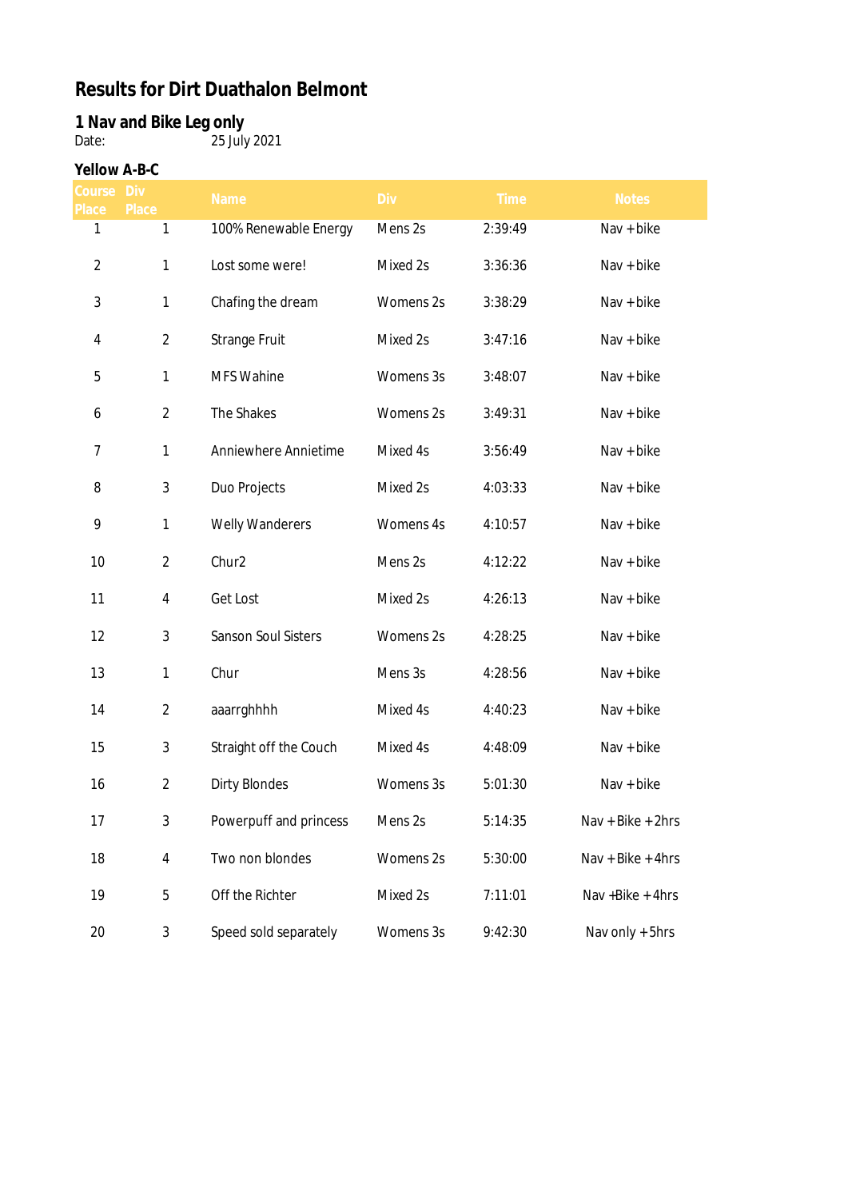# Results for Dirt Duathalon Belmont

## 1 Nav and Bike Leg only

Date: 25 July 2021

### Yellow A-B-C

| Course Place | Div Place | Name | Div | Time | Notes |
|---|---|---|---|---|---|
| 1 | 1 | 100% Renewable Energy | Mens 2s | 2:39:49 | Nav + bike |
| 2 | 1 | Lost some were! | Mixed 2s | 3:36:36 | Nav + bike |
| 3 | 1 | Chafing the dream | Womens 2s | 3:38:29 | Nav + bike |
| 4 | 2 | Strange Fruit | Mixed 2s | 3:47:16 | Nav + bike |
| 5 | 1 | MFS Wahine | Womens 3s | 3:48:07 | Nav + bike |
| 6 | 2 | The Shakes | Womens 2s | 3:49:31 | Nav + bike |
| 7 | 1 | Anniewhere Annietime | Mixed 4s | 3:56:49 | Nav + bike |
| 8 | 3 | Duo Projects | Mixed 2s | 4:03:33 | Nav + bike |
| 9 | 1 | Welly Wanderers | Womens 4s | 4:10:57 | Nav + bike |
| 10 | 2 | Chur2 | Mens 2s | 4:12:22 | Nav + bike |
| 11 | 4 | Get Lost | Mixed 2s | 4:26:13 | Nav + bike |
| 12 | 3 | Sanson Soul Sisters | Womens 2s | 4:28:25 | Nav + bike |
| 13 | 1 | Chur | Mens 3s | 4:28:56 | Nav + bike |
| 14 | 2 | aaarrghhhh | Mixed 4s | 4:40:23 | Nav + bike |
| 15 | 3 | Straight off the Couch | Mixed 4s | 4:48:09 | Nav + bike |
| 16 | 2 | Dirty Blondes | Womens 3s | 5:01:30 | Nav + bike |
| 17 | 3 | Powerpuff and princess | Mens 2s | 5:14:35 | Nav + Bike + 2hrs |
| 18 | 4 | Two non blondes | Womens 2s | 5:30:00 | Nav + Bike + 4hrs |
| 19 | 5 | Off the Richter | Mixed 2s | 7:11:01 | Nav +Bike + 4hrs |
| 20 | 3 | Speed sold separately | Womens 3s | 9:42:30 | Nav only + 5hrs |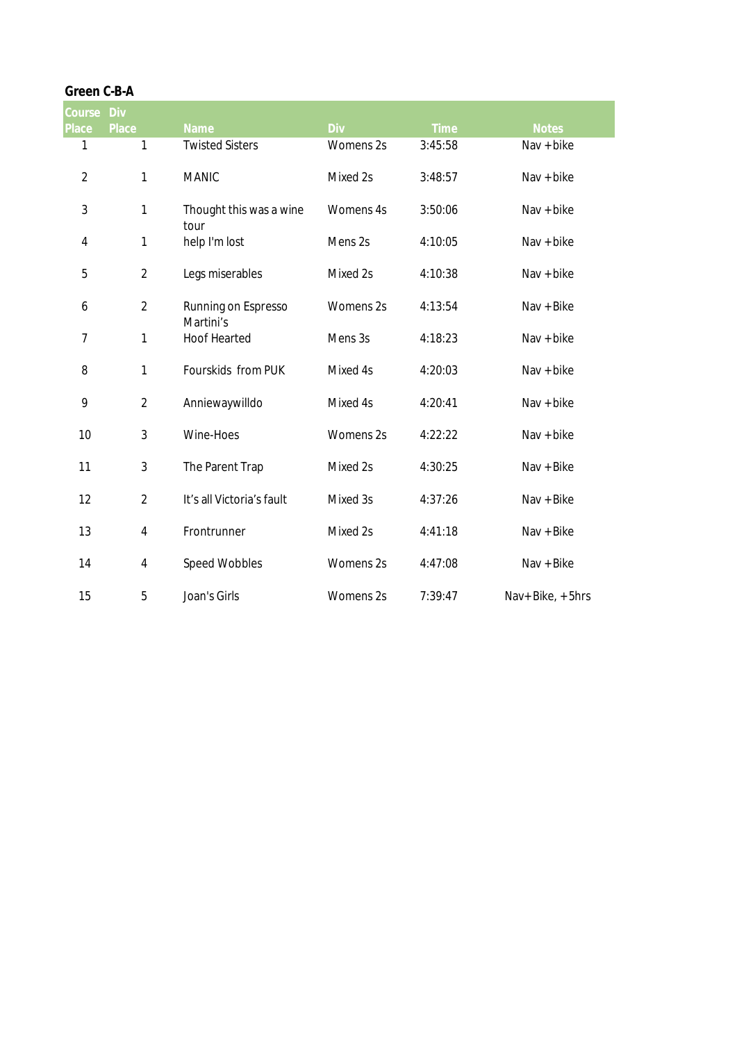**Green C-B-A**

| Course Place | Div Place | Name | Div | Time | Notes |
|---|---|---|---|---|---|
| 1 | 1 | Twisted Sisters | Womens 2s | 3:45:58 | Nav +bike |
| 2 | 1 | MANIC | Mixed 2s | 3:48:57 | Nav +bike |
| 3 | 1 | Thought this was a wine tour | Womens 4s | 3:50:06 | Nav +bike |
| 4 | 1 | help I'm lost | Mens 2s | 4:10:05 | Nav +bike |
| 5 | 2 | Legs miserables | Mixed 2s | 4:10:38 | Nav +bike |
| 6 | 2 | Running on Espresso Martini's | Womens 2s | 4:13:54 | Nav +Bike |
| 7 | 1 | Hoof Hearted | Mens 3s | 4:18:23 | Nav +bike |
| 8 | 1 | Fourskids from PUK | Mixed 4s | 4:20:03 | Nav +bike |
| 9 | 2 | Anniewaywilldo | Mixed 4s | 4:20:41 | Nav +bike |
| 10 | 3 | Wine-Hoes | Womens 2s | 4:22:22 | Nav +bike |
| 11 | 3 | The Parent Trap | Mixed 2s | 4:30:25 | Nav +Bike |
| 12 | 2 | It's all Victoria's fault | Mixed 3s | 4:37:26 | Nav +Bike |
| 13 | 4 | Frontrunner | Mixed 2s | 4:41:18 | Nav +Bike |
| 14 | 4 | Speed Wobbles | Womens 2s | 4:47:08 | Nav +Bike |
| 15 | 5 | Joan's Girls | Womens 2s | 7:39:47 | Nav+Bike, +5hrs |